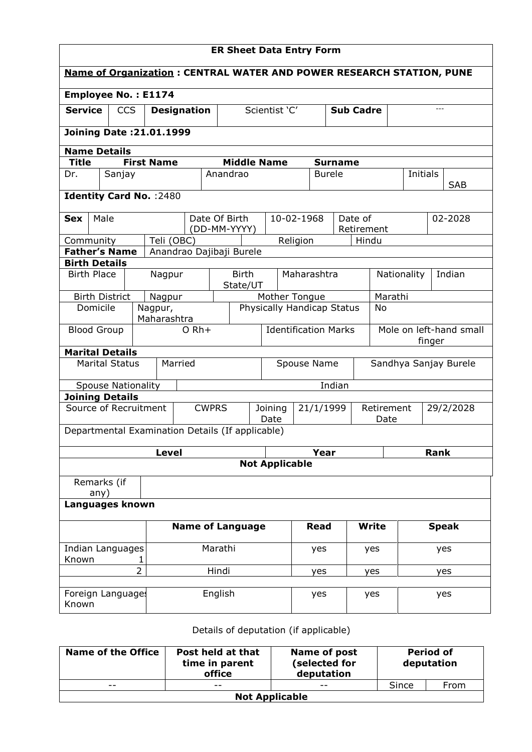# ER Sheet Data Entry Form

**Name of Organization : CENTRAL WATER AND POWER RESEARCH STATION, PUNE**

**Employee No. : E1174**

| **Service** | CCS | **Designation** | Scientist 'C' | **Sub Cadre** | --- |
|---|---|---|---|---|---|

**Joining Date :21.01.1999**

**Name Details**

| **Title** | **First Name** | **Middle Name** | **Surname** | | |
|---|---|---|---|---|---|
| Dr. | Sanjay | Anandrao | Burele | Initials | SAB |

**Identity Card No.** :2480

| **Sex** | Male | Date Of Birth (DD-MM-YYYY) | 10-02-1968 | Date of Retirement | 02-2028 |
|---|---|---|---|---|---|
| Community | Teli (OBC) | | Religion | Hindu | |
| **Father's Name** | Anandrao Dajibaji Burele | | | | |

**Birth Details**

| | | | | | |
|---|---|---|---|---|---|
| Birth Place | Nagpur | Birth State/UT | Maharashtra | Nationality | Indian |
| Birth District | Nagpur | Mother Tongue | | Marathi | |
| Domicile | Nagpur, Maharashtra | Physically Handicap Status | | No | |
| Blood Group | O Rh+ | Identification Marks | | Mole on left-hand small finger | |

**Marital Details**

| | | | |
|---|---|---|---|
| Marital Status | Married | Spouse Name | Sandhya Sanjay Burele |
| Spouse Nationality | Indian | | |

**Joining Details**

| | | | | | |
|---|---|---|---|---|---|
| Source of Recruitment | CWPRS | Joining Date | 21/1/1999 | Retirement Date | 29/2/2028 |

Departmental Examination Details (If applicable)

| **Level** | **Year** | **Rank** |
|---|---|---|
| **Not Applicable** | | |

| | |
|---|---|
| Remarks (if any) | |

**Languages known**

| | **Name of Language** | **Read** | **Write** | **Speak** |
|---|---|---|---|---|
| Indian Languages Known 1 | Marathi | yes | yes | yes |
| 2 | Hindi | yes | yes | yes |
| | | | | |
| Foreign Languages Known | English | yes | yes | yes |

Details of deputation (if applicable)

| **Name of the Office** | **Post held at that time in parent office** | **Name of post (selected for deputation** | **Period of deputation** | |
|---|---|---|---|---|
| -- | -- | -- | Since | From |
| **Not Applicable** | | | | |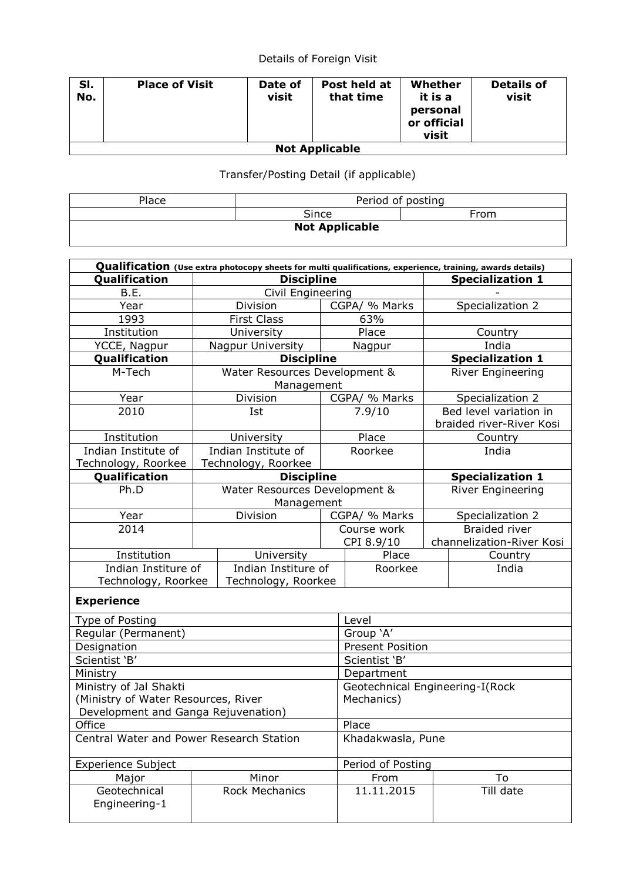Details of Foreign Visit

| Sl. No. | Place of Visit | Date of visit | Post held at that time | Whether it is a personal or official visit | Details of visit |
|---|---|---|---|---|---|
| **Not Applicable** | | | | | |

Transfer/Posting Detail (if applicable)

| Place | Period of posting | |
|---|---|---|
| | Since | From |
| **Not Applicable** | | |

| **Qualification** (Use extra photocopy sheets for multi qualifications, experience, training, awards details) | | | |
|---|---|---|---|
| **Qualification** | **Discipline** | | **Specialization 1** |
| B.E. | Civil Engineering | | - |
| Year | Division | CGPA/ % Marks | Specialization 2 |
| 1993 | First Class | 63% | |
| Institution | University | Place | Country |
| YCCE, Nagpur | Nagpur University | Nagpur | India |
| **Qualification** | **Discipline** | | **Specialization 1** |
| M-Tech | Water Resources Development & Management | | River Engineering |
| Year | Division | CGPA/ % Marks | Specialization 2 |
| 2010 | Ist | 7.9/10 | Bed level variation in braided river-River Kosi |
| Institution | University | Place | Country |
| Indian Institute of Technology, Roorkee | Indian Institute of Technology, Roorkee | Roorkee | India |
| **Qualification** | **Discipline** | | **Specialization 1** |
| Ph.D | Water Resources Development & Management | | River Engineering |
| Year | Division | CGPA/ % Marks | Specialization 2 |
| 2014 | | Course work CPI 8.9/10 | Braided river channelization-River Kosi |
| Institution | University | Place | Country |
| Indian Institure of Technology, Roorkee | Indian Institure of Technology, Roorkee | Roorkee | India |

**Experience**

| | | | |
|---|---|---|---|
| Type of Posting | | Level | |
| Regular (Permanent) | | Group 'A' | |
| Designation | | Present Position | |
| Scientist 'B' | | Scientist 'B' | |
| Ministry | | Department | |
| Ministry of Jal Shakti (Ministry of Water Resources, River Development and Ganga Rejuvenation) | | Geotechnical Engineering-I(Rock Mechanics) | |
| Office | | Place | |
| Central Water and Power Research Station | | Khadakwasla, Pune | |
| Experience Subject | | Period of Posting | |
| Major | Minor | From | To |
| Geotechnical Engineering-1 | Rock Mechanics | 11.11.2015 | Till date |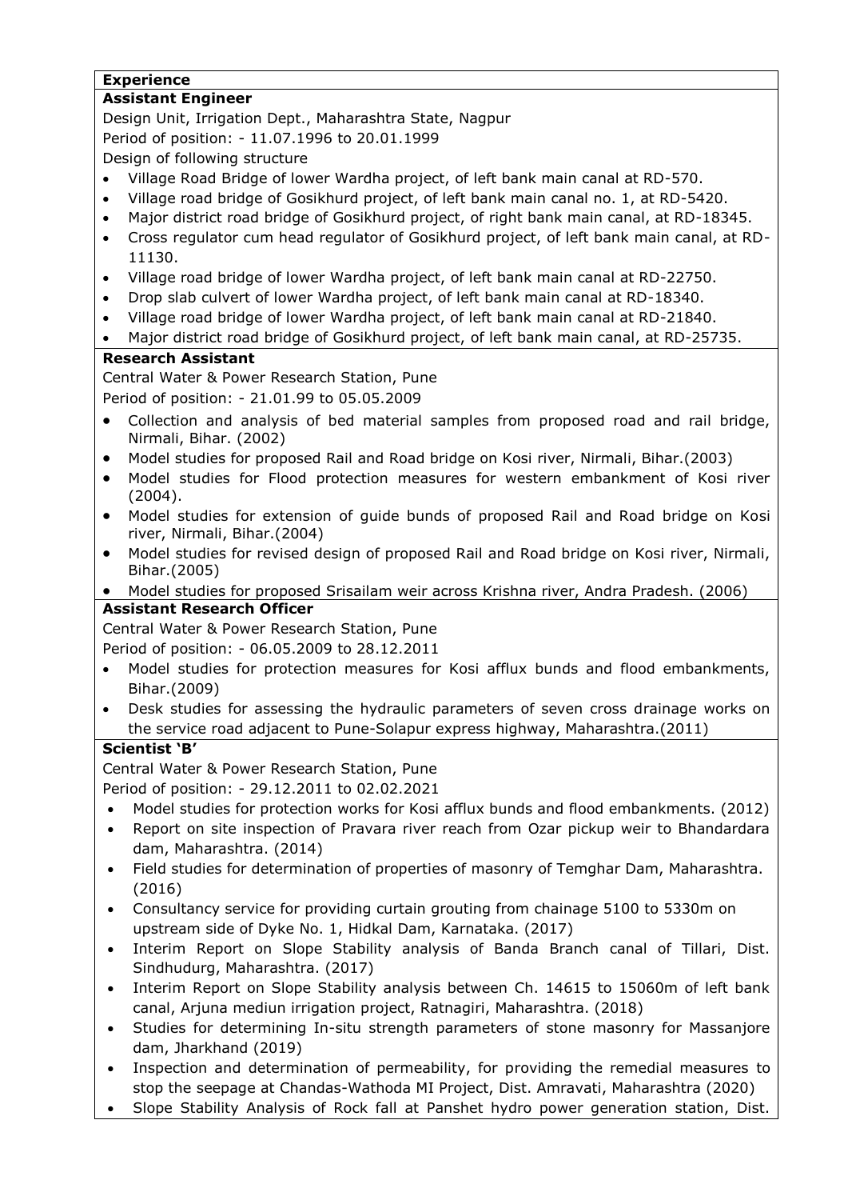**Experience**

**Assistant Engineer**

Design Unit, Irrigation Dept., Maharashtra State, Nagpur

Period of position: - 11.07.1996 to 20.01.1999

Design of following structure

- Village Road Bridge of lower Wardha project, of left bank main canal at RD-570.
- Village road bridge of Gosikhurd project, of left bank main canal no. 1, at RD-5420.
- Major district road bridge of Gosikhurd project, of right bank main canal, at RD-18345.
- Cross regulator cum head regulator of Gosikhurd project, of left bank main canal, at RD-11130.
- Village road bridge of lower Wardha project, of left bank main canal at RD-22750.
- Drop slab culvert of lower Wardha project, of left bank main canal at RD-18340.
- Village road bridge of lower Wardha project, of left bank main canal at RD-21840.
- Major district road bridge of Gosikhurd project, of left bank main canal, at RD-25735.

**Research Assistant**

Central Water & Power Research Station, Pune

Period of position: - 21.01.99 to 05.05.2009

- Collection and analysis of bed material samples from proposed road and rail bridge, Nirmali, Bihar. (2002)
- Model studies for proposed Rail and Road bridge on Kosi river, Nirmali, Bihar.(2003)
- Model studies for Flood protection measures for western embankment of Kosi river (2004).
- Model studies for extension of guide bunds of proposed Rail and Road bridge on Kosi river, Nirmali, Bihar.(2004)
- Model studies for revised design of proposed Rail and Road bridge on Kosi river, Nirmali, Bihar.(2005)
- Model studies for proposed Srisailam weir across Krishna river, Andra Pradesh. (2006)

**Assistant Research Officer**

Central Water & Power Research Station, Pune

Period of position: - 06.05.2009 to 28.12.2011

- Model studies for protection measures for Kosi afflux bunds and flood embankments, Bihar.(2009)
- Desk studies for assessing the hydraulic parameters of seven cross drainage works on the service road adjacent to Pune-Solapur express highway, Maharashtra.(2011)

**Scientist 'B'**

Central Water & Power Research Station, Pune

Period of position: - 29.12.2011 to 02.02.2021

- Model studies for protection works for Kosi afflux bunds and flood embankments. (2012)
- Report on site inspection of Pravara river reach from Ozar pickup weir to Bhandardara dam, Maharashtra. (2014)
- Field studies for determination of properties of masonry of Temghar Dam, Maharashtra. (2016)
- Consultancy service for providing curtain grouting from chainage 5100 to 5330m on upstream side of Dyke No. 1, Hidkal Dam, Karnataka. (2017)
- Interim Report on Slope Stability analysis of Banda Branch canal of Tillari, Dist. Sindhudurg, Maharashtra. (2017)
- Interim Report on Slope Stability analysis between Ch. 14615 to 15060m of left bank canal, Arjuna mediun irrigation project, Ratnagiri, Maharashtra. (2018)
- Studies for determining In-situ strength parameters of stone masonry for Massanjore dam, Jharkhand (2019)
- Inspection and determination of permeability, for providing the remedial measures to stop the seepage at Chandas-Wathoda MI Project, Dist. Amravati, Maharashtra (2020)
- Slope Stability Analysis of Rock fall at Panshet hydro power generation station, Dist.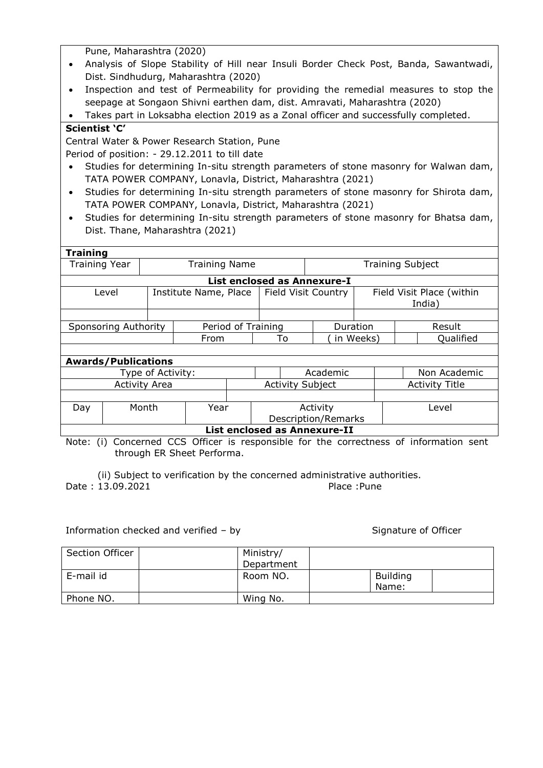Pune, Maharashtra (2020)

- Analysis of Slope Stability of Hill near Insuli Border Check Post, Banda, Sawantwadi, Dist. Sindhudurg, Maharashtra (2020)
- Inspection and test of Permeability for providing the remedial measures to stop the seepage at Songaon Shivni earthen dam, dist. Amravati, Maharashtra (2020)
- Takes part in Loksabha election 2019 as a Zonal officer and successfully completed.

**Scientist 'C'**

Central Water & Power Research Station, Pune

Period of position: - 29.12.2011 to till date

- Studies for determining In-situ strength parameters of stone masonry for Walwan dam, TATA POWER COMPANY, Lonavla, District, Maharashtra (2021)
- Studies for determining In-situ strength parameters of stone masonry for Shirota dam, TATA POWER COMPANY, Lonavla, District, Maharashtra (2021)
- Studies for determining In-situ strength parameters of stone masonry for Bhatsa dam, Dist. Thane, Maharashtra (2021)

**Training**

| Training Year | Training Name | Training Subject |
|---|---|---|
| List enclosed as Annexure-I | | |

| Level | Institute Name, Place | Field Visit Country | Field Visit Place (within India) |
|---|---|---|---|
| | | | |

| Sponsoring Authority | Period of Training | | Duration | Result | |
|---|---|---|---|---|---|
| | From | To | ( in Weeks) | | Qualified |

**Awards/Publications**

| Type of Activity: | | Academic | | Non Academic |
|---|---|---|---|---|

| Activity Area | Activity Subject | Activity Title |
|---|---|---|
| | | |

| Day | Month | Year | Activity Description/Remarks | Level |
|---|---|---|---|---|
| List enclosed as Annexure-II | | | | |

Note: (i) Concerned CCS Officer is responsible for the correctness of information sent through ER Sheet Performa.

(ii) Subject to verification by the concerned administrative authorities.

Date : 13.09.2021 Place :Pune

Information checked and verified – by Signature of Officer

| Section Officer | | Ministry/ Department | | | |
|---|---|---|---|---|---|
| E-mail id | | Room NO. | | Building Name: | |
| Phone NO. | | Wing No. | | | |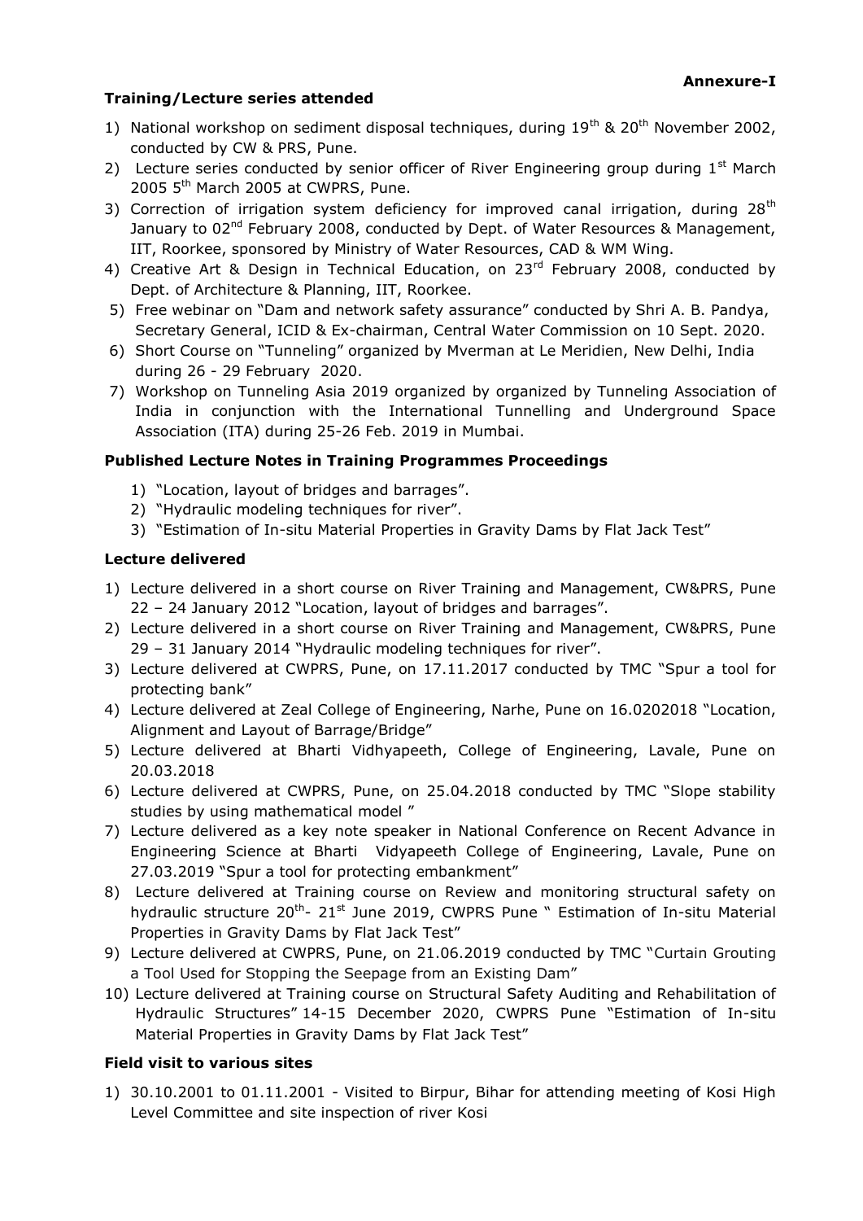**Annexure-I**

**Training/Lecture series attended**

1) National workshop on sediment disposal techniques, during 19th & 20th November 2002, conducted by CW & PRS, Pune.
2) Lecture series conducted by senior officer of River Engineering group during 1st March 2005 5th March 2005 at CWPRS, Pune.
3) Correction of irrigation system deficiency for improved canal irrigation, during 28th January to 02nd February 2008, conducted by Dept. of Water Resources & Management, IIT, Roorkee, sponsored by Ministry of Water Resources, CAD & WM Wing.
4) Creative Art & Design in Technical Education, on 23rd February 2008, conducted by Dept. of Architecture & Planning, IIT, Roorkee.
5) Free webinar on "Dam and network safety assurance" conducted by Shri A. B. Pandya, Secretary General, ICID & Ex-chairman, Central Water Commission on 10 Sept. 2020.
6) Short Course on "Tunneling" organized by Mverman at Le Meridien, New Delhi, India during 26 - 29 February 2020.
7) Workshop on Tunneling Asia 2019 organized by organized by Tunneling Association of India in conjunction with the International Tunnelling and Underground Space Association (ITA) during 25-26 Feb. 2019 in Mumbai.

**Published Lecture Notes in Training Programmes Proceedings**

1) "Location, layout of bridges and barrages".
2) "Hydraulic modeling techniques for river".
3) "Estimation of In-situ Material Properties in Gravity Dams by Flat Jack Test"

**Lecture delivered**

1) Lecture delivered in a short course on River Training and Management, CW&PRS, Pune 22 – 24 January 2012 "Location, layout of bridges and barrages".
2) Lecture delivered in a short course on River Training and Management, CW&PRS, Pune 29 – 31 January 2014 "Hydraulic modeling techniques for river".
3) Lecture delivered at CWPRS, Pune, on 17.11.2017 conducted by TMC "Spur a tool for protecting bank"
4) Lecture delivered at Zeal College of Engineering, Narhe, Pune on 16.0202018 "Location, Alignment and Layout of Barrage/Bridge"
5) Lecture delivered at Bharti Vidhyapeeth, College of Engineering, Lavale, Pune on 20.03.2018
6) Lecture delivered at CWPRS, Pune, on 25.04.2018 conducted by TMC "Slope stability studies by using mathematical model "
7) Lecture delivered as a key note speaker in National Conference on Recent Advance in Engineering Science at Bharti Vidyapeeth College of Engineering, Lavale, Pune on 27.03.2019 "Spur a tool for protecting embankment"
8) Lecture delivered at Training course on Review and monitoring structural safety on hydraulic structure 20th- 21st June 2019, CWPRS Pune " Estimation of In-situ Material Properties in Gravity Dams by Flat Jack Test"
9) Lecture delivered at CWPRS, Pune, on 21.06.2019 conducted by TMC "Curtain Grouting a Tool Used for Stopping the Seepage from an Existing Dam"
10) Lecture delivered at Training course on Structural Safety Auditing and Rehabilitation of Hydraulic Structures" 14-15 December 2020, CWPRS Pune "Estimation of In-situ Material Properties in Gravity Dams by Flat Jack Test"

**Field visit to various sites**

1) 30.10.2001 to 01.11.2001 - Visited to Birpur, Bihar for attending meeting of Kosi High Level Committee and site inspection of river Kosi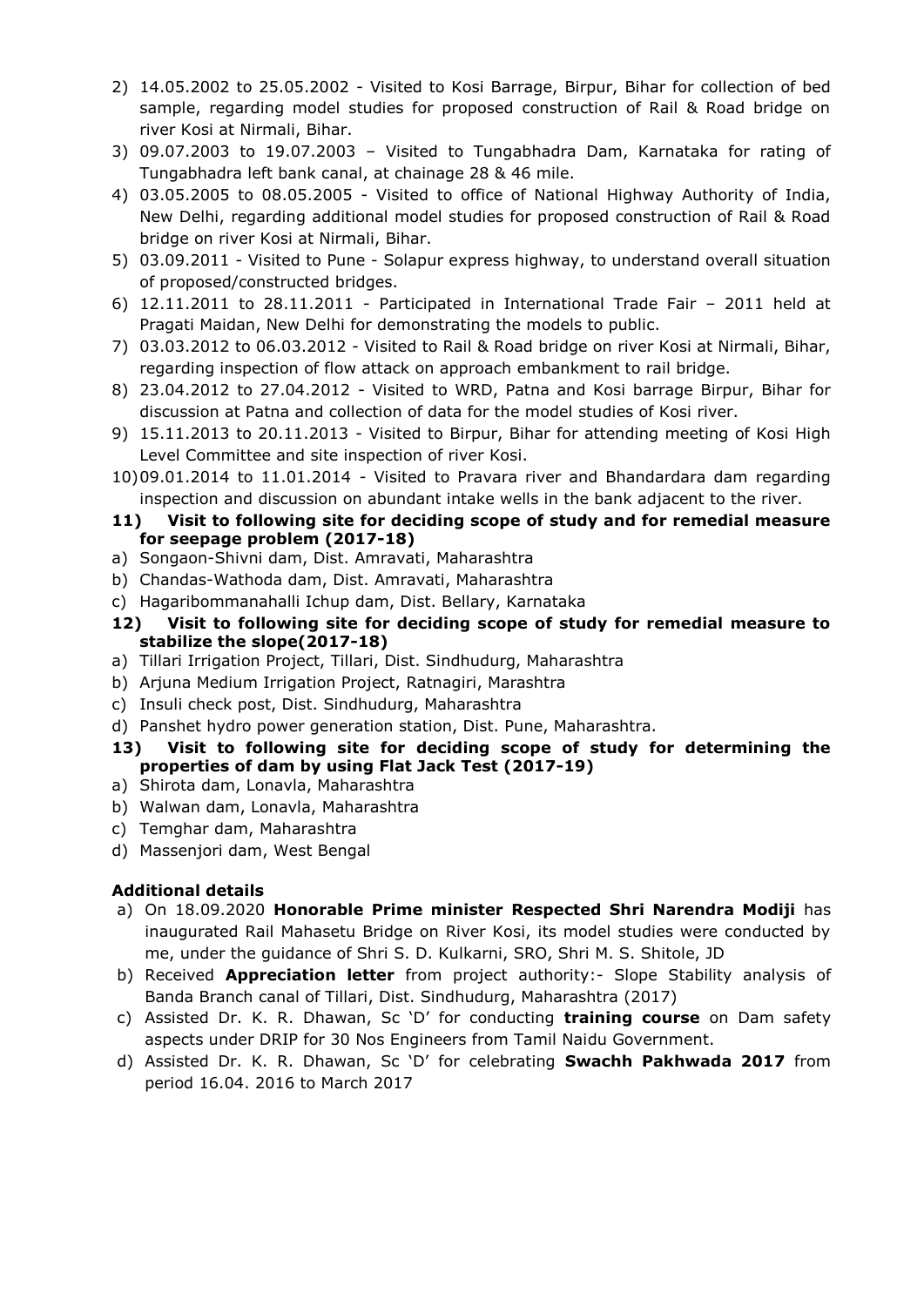2) 14.05.2002 to 25.05.2002 - Visited to Kosi Barrage, Birpur, Bihar for collection of bed sample, regarding model studies for proposed construction of Rail & Road bridge on river Kosi at Nirmali, Bihar.
3) 09.07.2003 to 19.07.2003 – Visited to Tungabhadra Dam, Karnataka for rating of Tungabhadra left bank canal, at chainage 28 & 46 mile.
4) 03.05.2005 to 08.05.2005 - Visited to office of National Highway Authority of India, New Delhi, regarding additional model studies for proposed construction of Rail & Road bridge on river Kosi at Nirmali, Bihar.
5) 03.09.2011 - Visited to Pune - Solapur express highway, to understand overall situation of proposed/constructed bridges.
6) 12.11.2011 to 28.11.2011 - Participated in International Trade Fair – 2011 held at Pragati Maidan, New Delhi for demonstrating the models to public.
7) 03.03.2012 to 06.03.2012 - Visited to Rail & Road bridge on river Kosi at Nirmali, Bihar, regarding inspection of flow attack on approach embankment to rail bridge.
8) 23.04.2012 to 27.04.2012 - Visited to WRD, Patna and Kosi barrage Birpur, Bihar for discussion at Patna and collection of data for the model studies of Kosi river.
9) 15.11.2013 to 20.11.2013 - Visited to Birpur, Bihar for attending meeting of Kosi High Level Committee and site inspection of river Kosi.
10) 09.01.2014 to 11.01.2014 - Visited to Pravara river and Bhandardara dam regarding inspection and discussion on abundant intake wells in the bank adjacent to the river.

**11) Visit to following site for deciding scope of study and for remedial measure for seepage problem (2017-18)**

a) Songaon-Shivni dam, Dist. Amravati, Maharashtra
b) Chandas-Wathoda dam, Dist. Amravati, Maharashtra
c) Hagaribommanahalli Ichup dam, Dist. Bellary, Karnataka

**12) Visit to following site for deciding scope of study for remedial measure to stabilize the slope(2017-18)**

a) Tillari Irrigation Project, Tillari, Dist. Sindhudurg, Maharashtra
b) Arjuna Medium Irrigation Project, Ratnagiri, Marashtra
c) Insuli check post, Dist. Sindhudurg, Maharashtra
d) Panshet hydro power generation station, Dist. Pune, Maharashtra.

**13) Visit to following site for deciding scope of study for determining the properties of dam by using Flat Jack Test (2017-19)**

a) Shirota dam, Lonavla, Maharashtra
b) Walwan dam, Lonavla, Maharashtra
c) Temghar dam, Maharashtra
d) Massenjori dam, West Bengal

**Additional details**

a) On 18.09.2020 **Honorable Prime minister Respected Shri Narendra Modiji** has inaugurated Rail Mahasetu Bridge on River Kosi, its model studies were conducted by me, under the guidance of Shri S. D. Kulkarni, SRO, Shri M. S. Shitole, JD
b) Received **Appreciation letter** from project authority:- Slope Stability analysis of Banda Branch canal of Tillari, Dist. Sindhudurg, Maharashtra (2017)
c) Assisted Dr. K. R. Dhawan, Sc 'D' for conducting **training course** on Dam safety aspects under DRIP for 30 Nos Engineers from Tamil Naidu Government.
d) Assisted Dr. K. R. Dhawan, Sc 'D' for celebrating **Swachh Pakhwada 2017** from period 16.04. 2016 to March 2017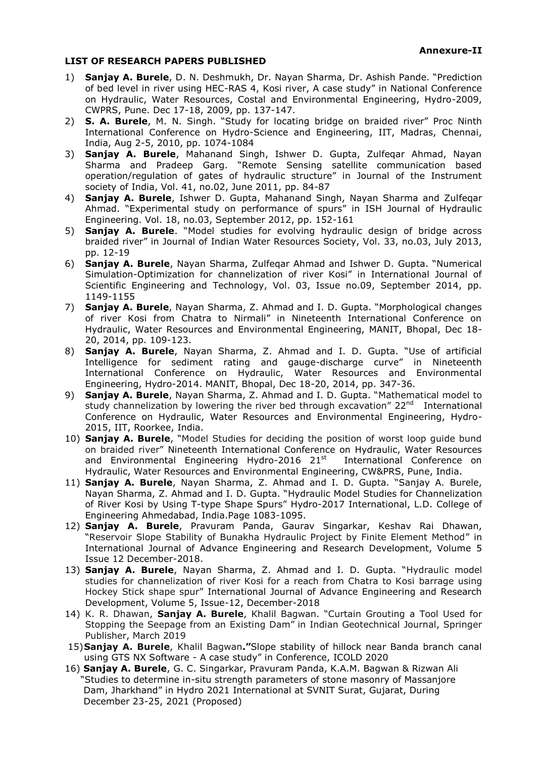**Annexure-II**

**LIST OF RESEARCH PAPERS PUBLISHED**

1) **Sanjay A. Burele**, D. N. Deshmukh, Dr. Nayan Sharma, Dr. Ashish Pande. "Prediction of bed level in river using HEC-RAS 4, Kosi river, A case study" in National Conference on Hydraulic, Water Resources, Costal and Environmental Engineering, Hydro-2009, CWPRS, Pune. Dec 17-18, 2009, pp. 137-147.
2) **S. A. Burele**, M. N. Singh. "Study for locating bridge on braided river" Proc Ninth International Conference on Hydro-Science and Engineering, IIT, Madras, Chennai, India, Aug 2-5, 2010, pp. 1074-1084
3) **Sanjay A. Burele**, Mahanand Singh, Ishwer D. Gupta, Zulfeqar Ahmad, Nayan Sharma and Pradeep Garg. "Remote Sensing satellite communication based operation/regulation of gates of hydraulic structure" in Journal of the Instrument society of India, Vol. 41, no.02, June 2011, pp. 84-87
4) **Sanjay A. Burele**, Ishwer D. Gupta, Mahanand Singh, Nayan Sharma and Zulfeqar Ahmad. "Experimental study on performance of spurs" in ISH Journal of Hydraulic Engineering. Vol. 18, no.03, September 2012, pp. 152-161
5) **Sanjay A. Burele**. "Model studies for evolving hydraulic design of bridge across braided river" in Journal of Indian Water Resources Society, Vol. 33, no.03, July 2013, pp. 12-19
6) **Sanjay A. Burele**, Nayan Sharma, Zulfeqar Ahmad and Ishwer D. Gupta. "Numerical Simulation-Optimization for channelization of river Kosi" in International Journal of Scientific Engineering and Technology, Vol. 03, Issue no.09, September 2014, pp. 1149-1155
7) **Sanjay A. Burele**, Nayan Sharma, Z. Ahmad and I. D. Gupta. "Morphological changes of river Kosi from Chatra to Nirmali" in Nineteenth International Conference on Hydraulic, Water Resources and Environmental Engineering, MANIT, Bhopal, Dec 18-20, 2014, pp. 109-123.
8) **Sanjay A. Burele**, Nayan Sharma, Z. Ahmad and I. D. Gupta. "Use of artificial Intelligence for sediment rating and gauge-discharge curve" in Nineteenth International Conference on Hydraulic, Water Resources and Environmental Engineering, Hydro-2014. MANIT, Bhopal, Dec 18-20, 2014, pp. 347-36.
9) **Sanjay A. Burele**, Nayan Sharma, Z. Ahmad and I. D. Gupta. "Mathematical model to study channelization by lowering the river bed through excavation" 22nd International Conference on Hydraulic, Water Resources and Environmental Engineering, Hydro-2015, IIT, Roorkee, India.
10) **Sanjay A. Burele**, "Model Studies for deciding the position of worst loop guide bund on braided river" Nineteenth International Conference on Hydraulic, Water Resources and Environmental Engineering Hydro-2016 21st International Conference on Hydraulic, Water Resources and Environmental Engineering, CW&PRS, Pune, India.
11) **Sanjay A. Burele**, Nayan Sharma, Z. Ahmad and I. D. Gupta. "Sanjay A. Burele, Nayan Sharma, Z. Ahmad and I. D. Gupta. "Hydraulic Model Studies for Channelization of River Kosi by Using T-type Shape Spurs" Hydro-2017 International, L.D. College of Engineering Ahmedabad, India.Page 1083-1095.
12) **Sanjay A. Burele**, Pravuram Panda, Gaurav Singarkar, Keshav Rai Dhawan, "Reservoir Slope Stability of Bunakha Hydraulic Project by Finite Element Method" in International Journal of Advance Engineering and Research Development, Volume 5 Issue 12 December-2018.
13) **Sanjay A. Burele**, Nayan Sharma, Z. Ahmad and I. D. Gupta. "Hydraulic model studies for channelization of river Kosi for a reach from Chatra to Kosi barrage using Hockey Stick shape spur" International Journal of Advance Engineering and Research Development, Volume 5, Issue-12, December-2018
14) K. R. Dhawan, **Sanjay A. Burele**, Khalil Bagwan. "Curtain Grouting a Tool Used for Stopping the Seepage from an Existing Dam" in Indian Geotechnical Journal, Springer Publisher, March 2019
15) **Sanjay A. Burele**, Khalil Bagwan**."**Slope stability of hillock near Banda branch canal using GTS NX Software - A case study" in Conference, ICOLD 2020
16) **Sanjay A. Burele**, G. C. Singarkar, Pravuram Panda, K.A.M. Bagwan & Rizwan Ali "Studies to determine in-situ strength parameters of stone masonry of Massanjore Dam, Jharkhand" in Hydro 2021 International at SVNIT Surat, Gujarat, During December 23-25, 2021 (Proposed)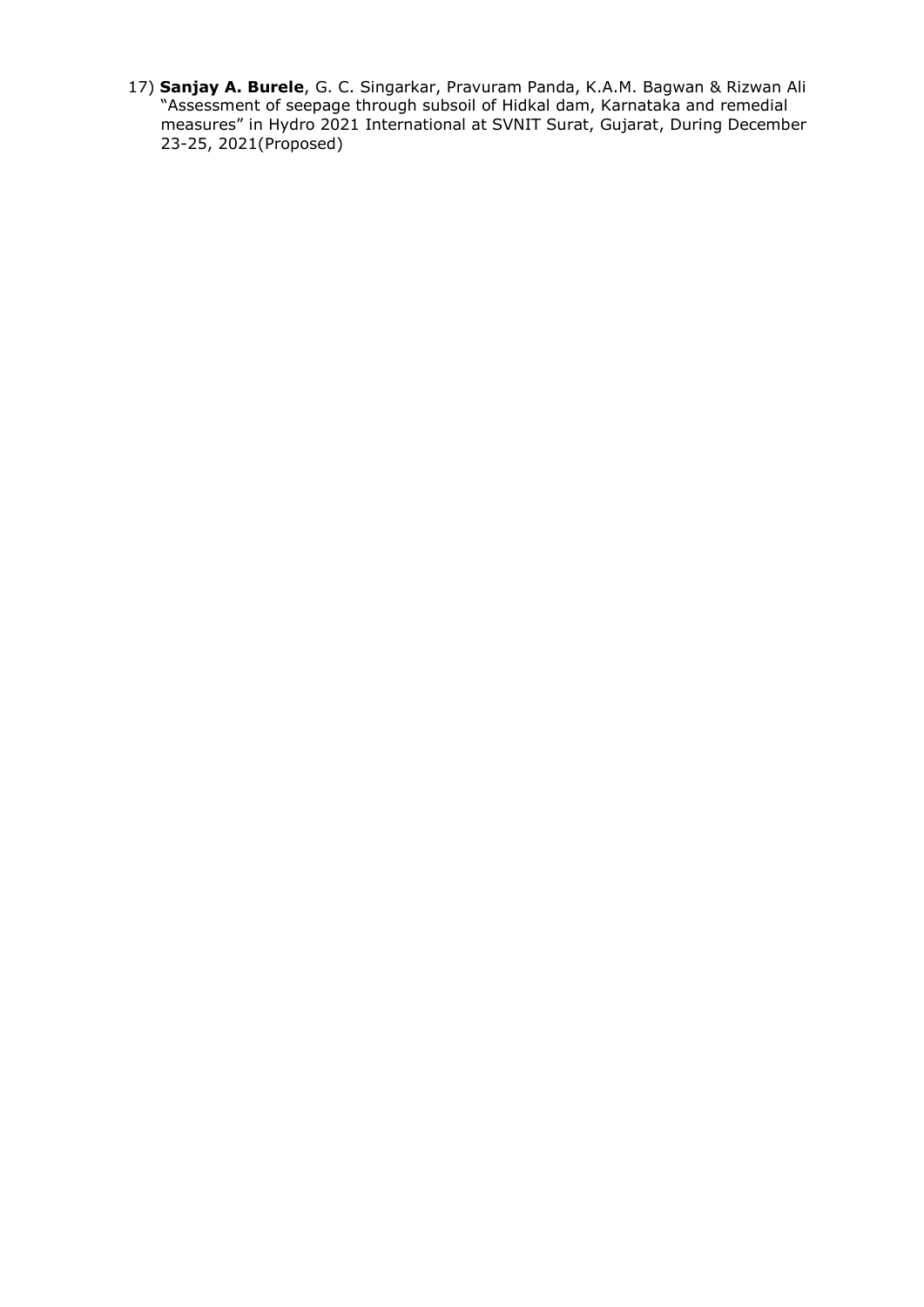17) **Sanjay A. Burele**, G. C. Singarkar, Pravuram Panda, K.A.M. Bagwan & Rizwan Ali "Assessment of seepage through subsoil of Hidkal dam, Karnataka and remedial measures" in Hydro 2021 International at SVNIT Surat, Gujarat, During December 23-25, 2021(Proposed)